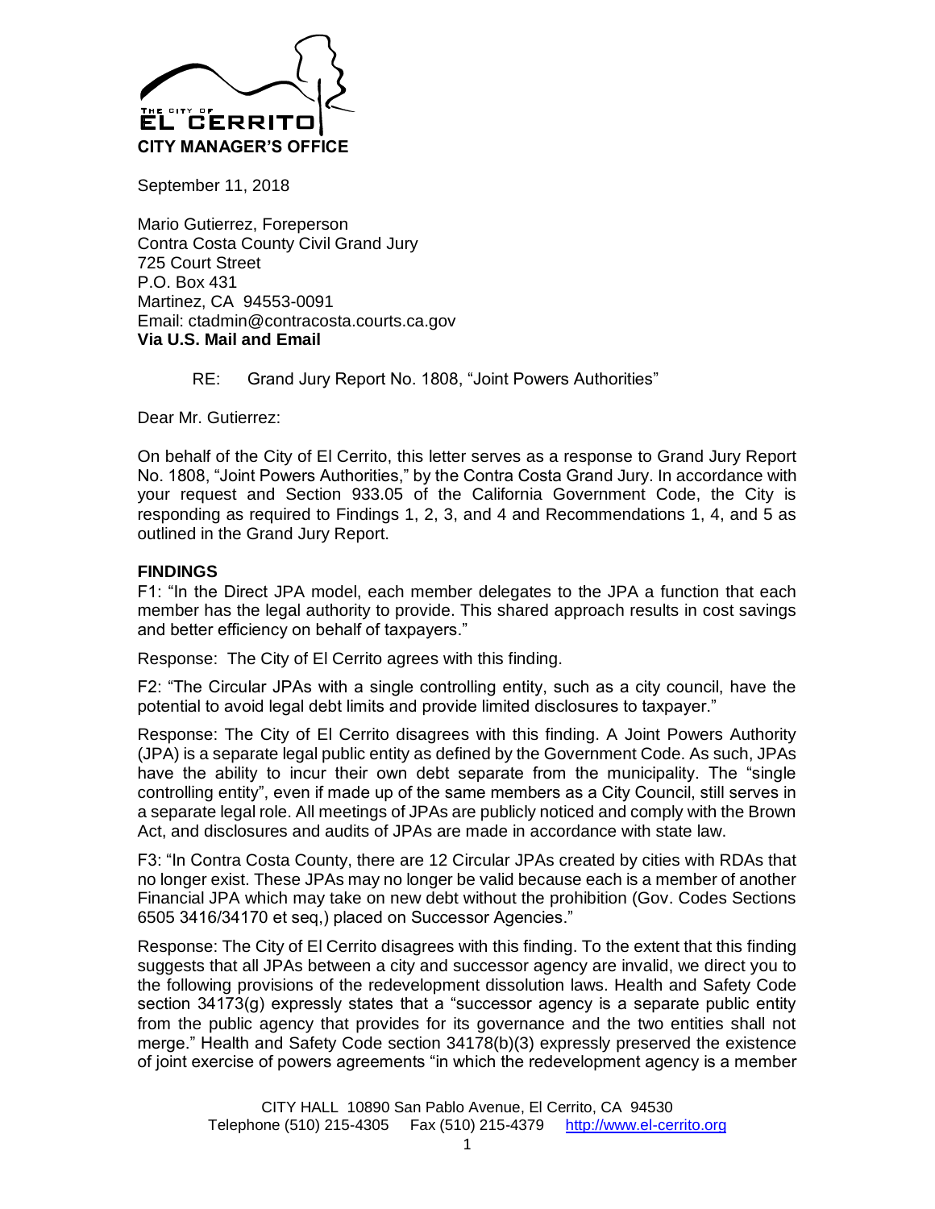THE CITY OF EL CERRITO

**CITY MANAGER'S OFFICE**

September 11, 2018

Mario Gutierrez, Foreperson
Contra Costa County Civil Grand Jury
725 Court Street
P.O. Box 431
Martinez, CA 94553-0091
Email: ctadmin@contracosta.courts.ca.gov
**Via U.S. Mail and Email**

RE: Grand Jury Report No. 1808, "Joint Powers Authorities"

Dear Mr. Gutierrez:

On behalf of the City of El Cerrito, this letter serves as a response to Grand Jury Report No. 1808, "Joint Powers Authorities," by the Contra Costa Grand Jury. In accordance with your request and Section 933.05 of the California Government Code, the City is responding as required to Findings 1, 2, 3, and 4 and Recommendations 1, 4, and 5 as outlined in the Grand Jury Report.

**FINDINGS**

F1: "In the Direct JPA model, each member delegates to the JPA a function that each member has the legal authority to provide. This shared approach results in cost savings and better efficiency on behalf of taxpayers."

Response: The City of El Cerrito agrees with this finding.

F2: "The Circular JPAs with a single controlling entity, such as a city council, have the potential to avoid legal debt limits and provide limited disclosures to taxpayer."

Response: The City of El Cerrito disagrees with this finding. A Joint Powers Authority (JPA) is a separate legal public entity as defined by the Government Code. As such, JPAs have the ability to incur their own debt separate from the municipality. The "single controlling entity", even if made up of the same members as a City Council, still serves in a separate legal role. All meetings of JPAs are publicly noticed and comply with the Brown Act, and disclosures and audits of JPAs are made in accordance with state law.

F3: "In Contra Costa County, there are 12 Circular JPAs created by cities with RDAs that no longer exist. These JPAs may no longer be valid because each is a member of another Financial JPA which may take on new debt without the prohibition (Gov. Codes Sections 6505 3416/34170 et seq,) placed on Successor Agencies."

Response: The City of El Cerrito disagrees with this finding. To the extent that this finding suggests that all JPAs between a city and successor agency are invalid, we direct you to the following provisions of the redevelopment dissolution laws. Health and Safety Code section 34173(g) expressly states that a "successor agency is a separate public entity from the public agency that provides for its governance and the two entities shall not merge." Health and Safety Code section 34178(b)(3) expressly preserved the existence of joint exercise of powers agreements "in which the redevelopment agency is a member

CITY HALL 10890 San Pablo Avenue, El Cerrito, CA 94530
Telephone (510) 215-4305 Fax (510) 215-4379 http://www.el-cerrito.org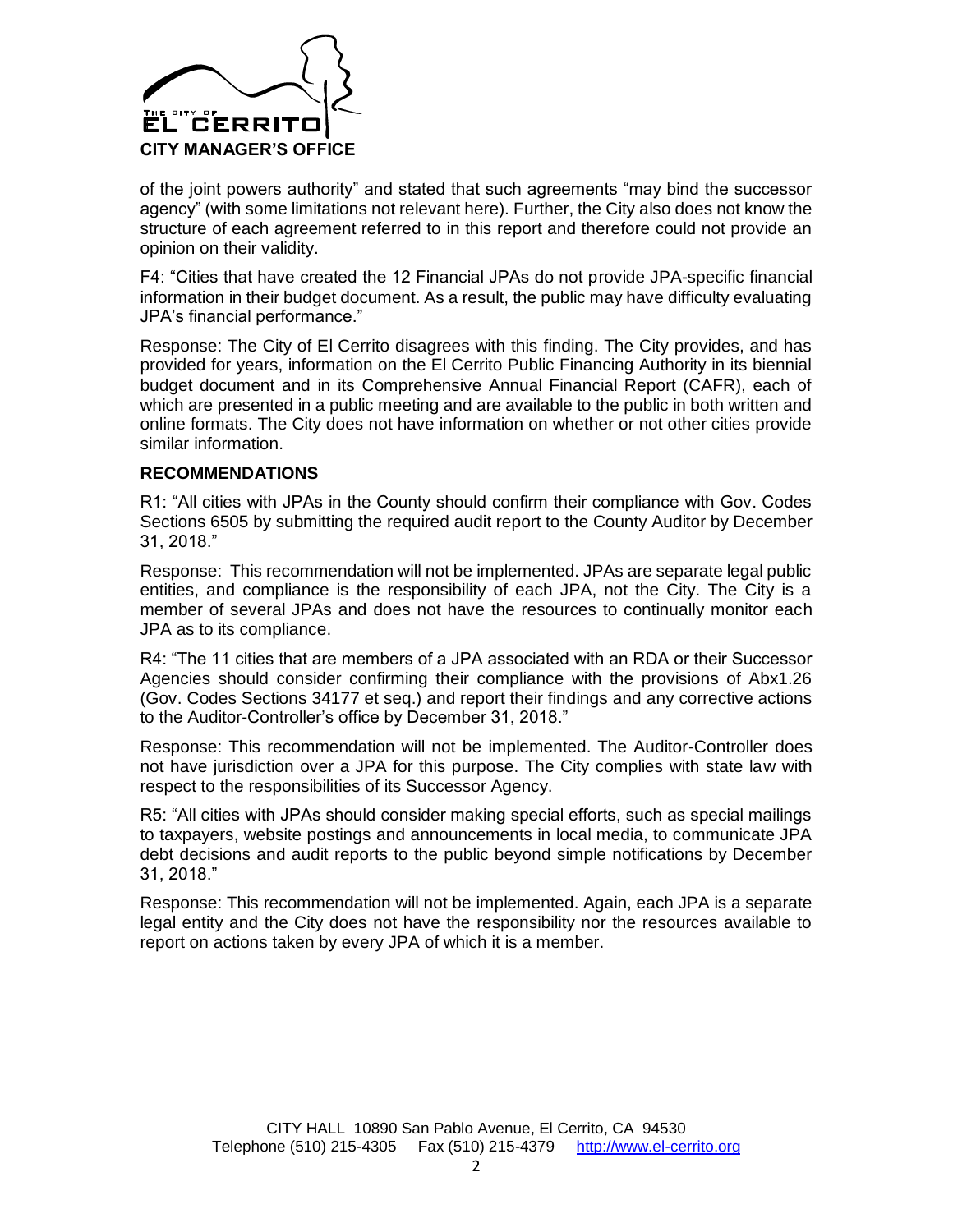of the joint powers authority" and stated that such agreements "may bind the successor agency" (with some limitations not relevant here). Further, the City also does not know the structure of each agreement referred to in this report and therefore could not provide an opinion on their validity.

F4: "Cities that have created the 12 Financial JPAs do not provide JPA-specific financial information in their budget document. As a result, the public may have difficulty evaluating JPA's financial performance."

Response: The City of El Cerrito disagrees with this finding. The City provides, and has provided for years, information on the El Cerrito Public Financing Authority in its biennial budget document and in its Comprehensive Annual Financial Report (CAFR), each of which are presented in a public meeting and are available to the public in both written and online formats. The City does not have information on whether or not other cities provide similar information.

### RECOMMENDATIONS

R1: "All cities with JPAs in the County should confirm their compliance with Gov. Codes Sections 6505 by submitting the required audit report to the County Auditor by December 31, 2018."

Response: This recommendation will not be implemented. JPAs are separate legal public entities, and compliance is the responsibility of each JPA, not the City. The City is a member of several JPAs and does not have the resources to continually monitor each JPA as to its compliance.

R4: "The 11 cities that are members of a JPA associated with an RDA or their Successor Agencies should consider confirming their compliance with the provisions of Abx1.26 (Gov. Codes Sections 34177 et seq.) and report their findings and any corrective actions to the Auditor-Controller's office by December 31, 2018."

Response: This recommendation will not be implemented. The Auditor-Controller does not have jurisdiction over a JPA for this purpose. The City complies with state law with respect to the responsibilities of its Successor Agency.

R5: "All cities with JPAs should consider making special efforts, such as special mailings to taxpayers, website postings and announcements in local media, to communicate JPA debt decisions and audit reports to the public beyond simple notifications by December 31, 2018."

Response: This recommendation will not be implemented. Again, each JPA is a separate legal entity and the City does not have the responsibility nor the resources available to report on actions taken by every JPA of which it is a member.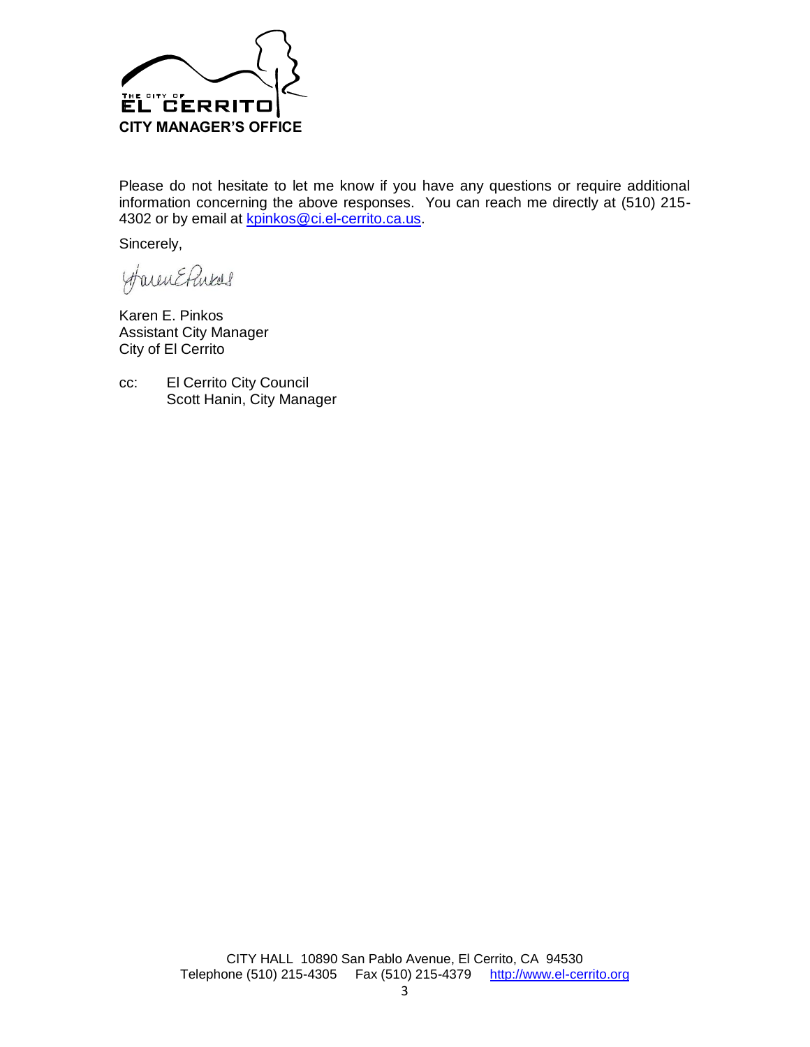THE CITY OF EL CERRITO
**CITY MANAGER'S OFFICE**

Please do not hesitate to let me know if you have any questions or require additional information concerning the above responses. You can reach me directly at (510) 215-4302 or by email at kpinkos@ci.el-cerrito.ca.us.

Sincerely,

Karen E. Pinkos
Assistant City Manager
City of El Cerrito

cc: El Cerrito City Council
Scott Hanin, City Manager

CITY HALL 10890 San Pablo Avenue, El Cerrito, CA 94530
Telephone (510) 215-4305 Fax (510) 215-4379 http://www.el-cerrito.org